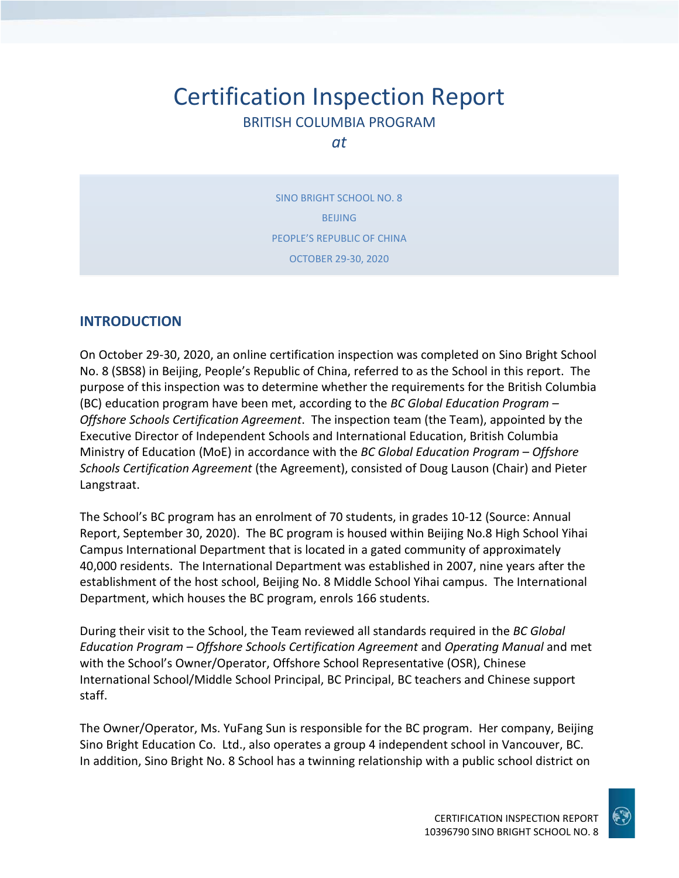# Certification Inspection Report

BRITISH COLUMBIA PROGRAM

*at*

SINO BRIGHT SCHOOL NO. 8

BEIJING

PEOPLE'S REPUBLIC OF CHINA

OCTOBER 29-30, 2020

## INTRODUCTION

On October 29-30, 2020, an online certification inspection was completed on Sino Bright School No. 8 (SBS8) in Beijing, People's Republic of China, referred to as the School in this report. The purpose of this inspection was to determine whether the requirements for the British Columbia (BC) education program have been met, according to the *BC Global Education Program – Offshore Schools Certification Agreement*. The inspection team (the Team), appointed by the Executive Director of Independent Schools and International Education, British Columbia Ministry of Education (MoE) in accordance with the *BC Global Education Program – Offshore Schools Certification Agreement* (the Agreement), consisted of Doug Lauson (Chair) and Pieter Langstraat.

The School's BC program has an enrolment of 70 students, in grades 10-12 (Source: Annual Report, September 30, 2020). The BC program is housed within Beijing No.8 High School Yihai Campus International Department that is located in a gated community of approximately 40,000 residents. The International Department was established in 2007, nine years after the establishment of the host school, Beijing No. 8 Middle School Yihai campus. The International Department, which houses the BC program, enrols 166 students.

During their visit to the School, the Team reviewed all standards required in the *BC Global Education Program – Offshore Schools Certification Agreement* and *Operating Manual* and met with the School's Owner/Operator, Offshore School Representative (OSR), Chinese International School/Middle School Principal, BC Principal, BC teachers and Chinese support staff.

The Owner/Operator, Ms. YuFang Sun is responsible for the BC program. Her company, Beijing Sino Bright Education Co. Ltd., also operates a group 4 independent school in Vancouver, BC. In addition, Sino Bright No. 8 School has a twinning relationship with a public school district on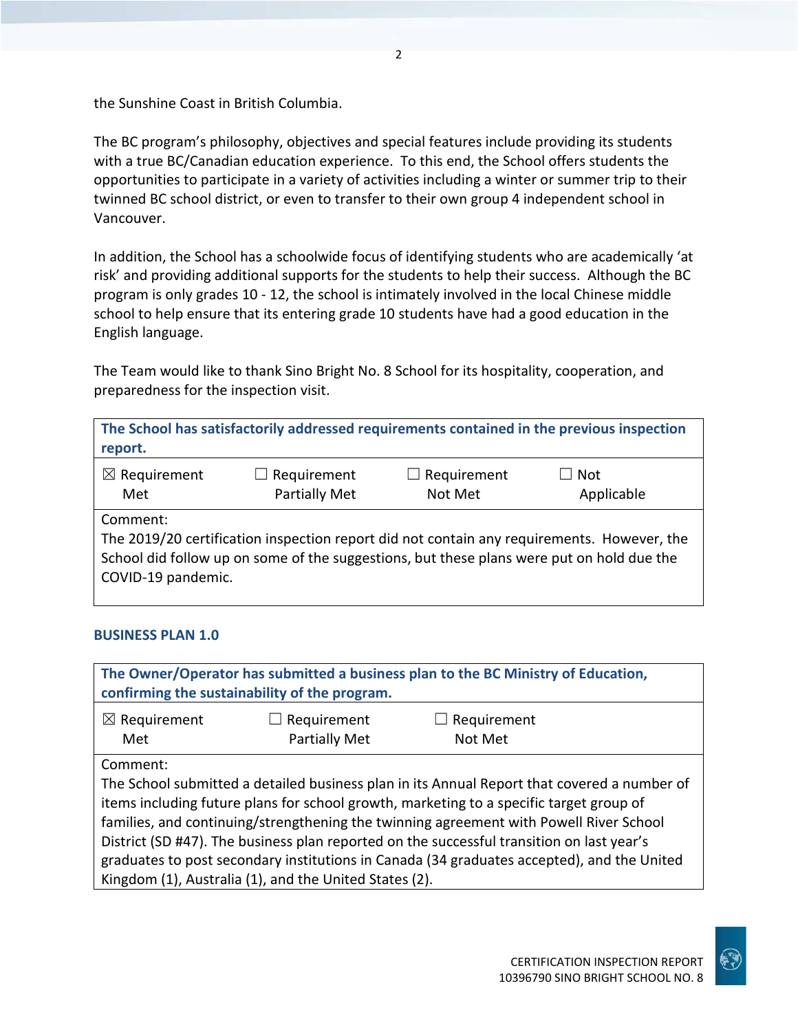the Sunshine Coast in British Columbia.

The BC program's philosophy, objectives and special features include providing its students with a true BC/Canadian education experience. To this end, the School offers students the opportunities to participate in a variety of activities including a winter or summer trip to their twinned BC school district, or even to transfer to their own group 4 independent school in Vancouver.

In addition, the School has a schoolwide focus of identifying students who are academically 'at risk' and providing additional supports for the students to help their success. Although the BC program is only grades 10 - 12, the school is intimately involved in the local Chinese middle school to help ensure that its entering grade 10 students have had a good education in the English language.

The Team would like to thank Sino Bright No. 8 School for its hospitality, cooperation, and preparedness for the inspection visit.

| **The School has satisfactorily addressed requirements contained in the previous inspection report.** | | | |
|---|---|---|---|
| ☒ Requirement Met | ☐ Requirement Partially Met | ☐ Requirement Not Met | ☐ Not Applicable |
| Comment:<br>The 2019/20 certification inspection report did not contain any requirements. However, the School did follow up on some of the suggestions, but these plans were put on hold due the COVID-19 pandemic. | | | |

### BUSINESS PLAN 1.0

| **The Owner/Operator has submitted a business plan to the BC Ministry of Education, confirming the sustainability of the program.** | | |
|---|---|---|
| ☒ Requirement Met | ☐ Requirement Partially Met | ☐ Requirement Not Met |
| Comment:<br>The School submitted a detailed business plan in its Annual Report that covered a number of items including future plans for school growth, marketing to a specific target group of families, and continuing/strengthening the twinning agreement with Powell River School District (SD #47). The business plan reported on the successful transition on last year's graduates to post secondary institutions in Canada (34 graduates accepted), and the United Kingdom (1), Australia (1), and the United States (2). | | |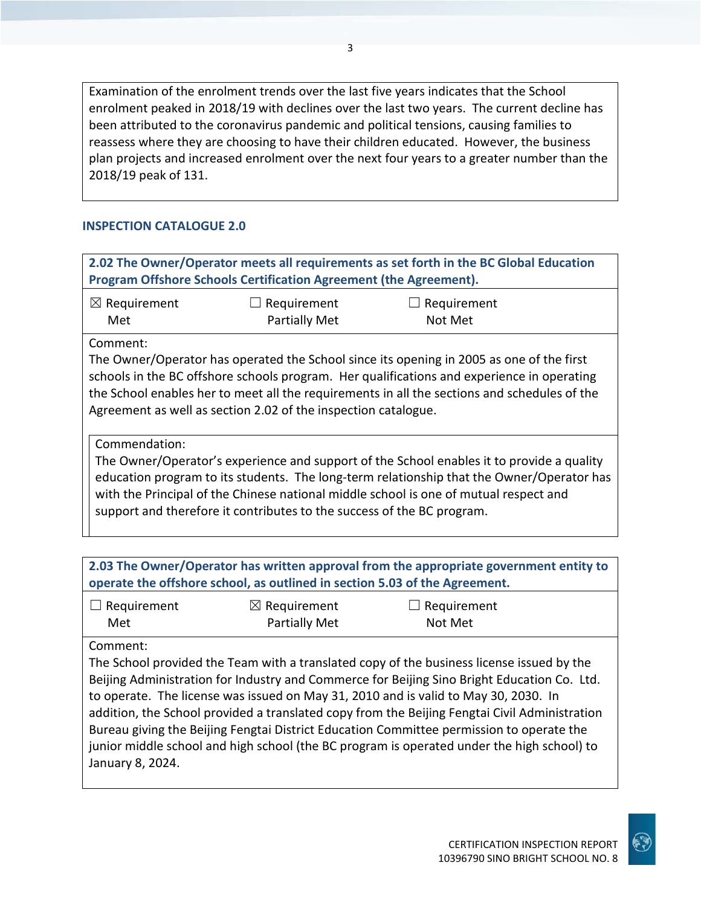Examination of the enrolment trends over the last five years indicates that the School enrolment peaked in 2018/19 with declines over the last two years. The current decline has been attributed to the coronavirus pandemic and political tensions, causing families to reassess where they are choosing to have their children educated. However, the business plan projects and increased enrolment over the next four years to a greater number than the 2018/19 peak of 131.

## INSPECTION CATALOGUE 2.0

**2.02 The Owner/Operator meets all requirements as set forth in the BC Global Education Program Offshore Schools Certification Agreement (the Agreement).**

☒ Requirement Met ☐ Requirement Partially Met ☐ Requirement Not Met

Comment:
The Owner/Operator has operated the School since its opening in 2005 as one of the first schools in the BC offshore schools program. Her qualifications and experience in operating the School enables her to meet all the requirements in all the sections and schedules of the Agreement as well as section 2.02 of the inspection catalogue.

Commendation:
The Owner/Operator's experience and support of the School enables it to provide a quality education program to its students. The long-term relationship that the Owner/Operator has with the Principal of the Chinese national middle school is one of mutual respect and support and therefore it contributes to the success of the BC program.

**2.03 The Owner/Operator has written approval from the appropriate government entity to operate the offshore school, as outlined in section 5.03 of the Agreement.**

☐ Requirement Met ☒ Requirement Partially Met ☐ Requirement Not Met

Comment:
The School provided the Team with a translated copy of the business license issued by the Beijing Administration for Industry and Commerce for Beijing Sino Bright Education Co. Ltd. to operate. The license was issued on May 31, 2010 and is valid to May 30, 2030. In addition, the School provided a translated copy from the Beijing Fengtai Civil Administration Bureau giving the Beijing Fengtai District Education Committee permission to operate the junior middle school and high school (the BC program is operated under the high school) to January 8, 2024.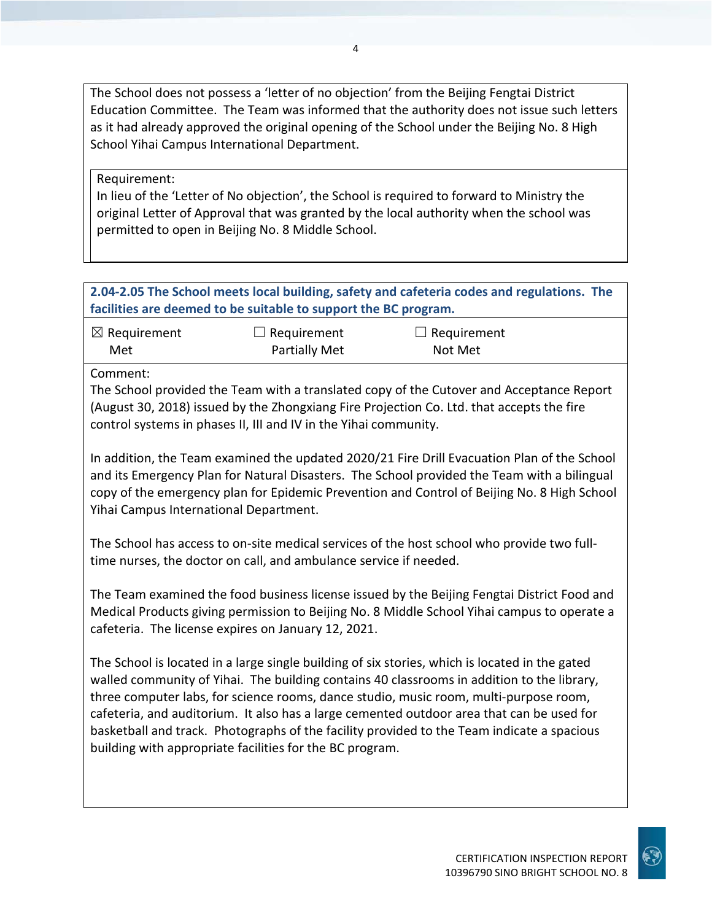The School does not possess a 'letter of no objection' from the Beijing Fengtai District Education Committee. The Team was informed that the authority does not issue such letters as it had already approved the original opening of the School under the Beijing No. 8 High School Yihai Campus International Department.

Requirement:
In lieu of the 'Letter of No objection', the School is required to forward to Ministry the original Letter of Approval that was granted by the local authority when the school was permitted to open in Beijing No. 8 Middle School.

**2.04-2.05 The School meets local building, safety and cafeteria codes and regulations. The facilities are deemed to be suitable to support the BC program.**

| ☒ Requirement Met | ☐ Requirement Partially Met | ☐ Requirement Not Met |
|---|---|---|

Comment:
The School provided the Team with a translated copy of the Cutover and Acceptance Report (August 30, 2018) issued by the Zhongxiang Fire Projection Co. Ltd. that accepts the fire control systems in phases II, III and IV in the Yihai community.

In addition, the Team examined the updated 2020/21 Fire Drill Evacuation Plan of the School and its Emergency Plan for Natural Disasters. The School provided the Team with a bilingual copy of the emergency plan for Epidemic Prevention and Control of Beijing No. 8 High School Yihai Campus International Department.

The School has access to on-site medical services of the host school who provide two full-time nurses, the doctor on call, and ambulance service if needed.

The Team examined the food business license issued by the Beijing Fengtai District Food and Medical Products giving permission to Beijing No. 8 Middle School Yihai campus to operate a cafeteria. The license expires on January 12, 2021.

The School is located in a large single building of six stories, which is located in the gated walled community of Yihai. The building contains 40 classrooms in addition to the library, three computer labs, for science rooms, dance studio, music room, multi-purpose room, cafeteria, and auditorium. It also has a large cemented outdoor area that can be used for basketball and track. Photographs of the facility provided to the Team indicate a spacious building with appropriate facilities for the BC program.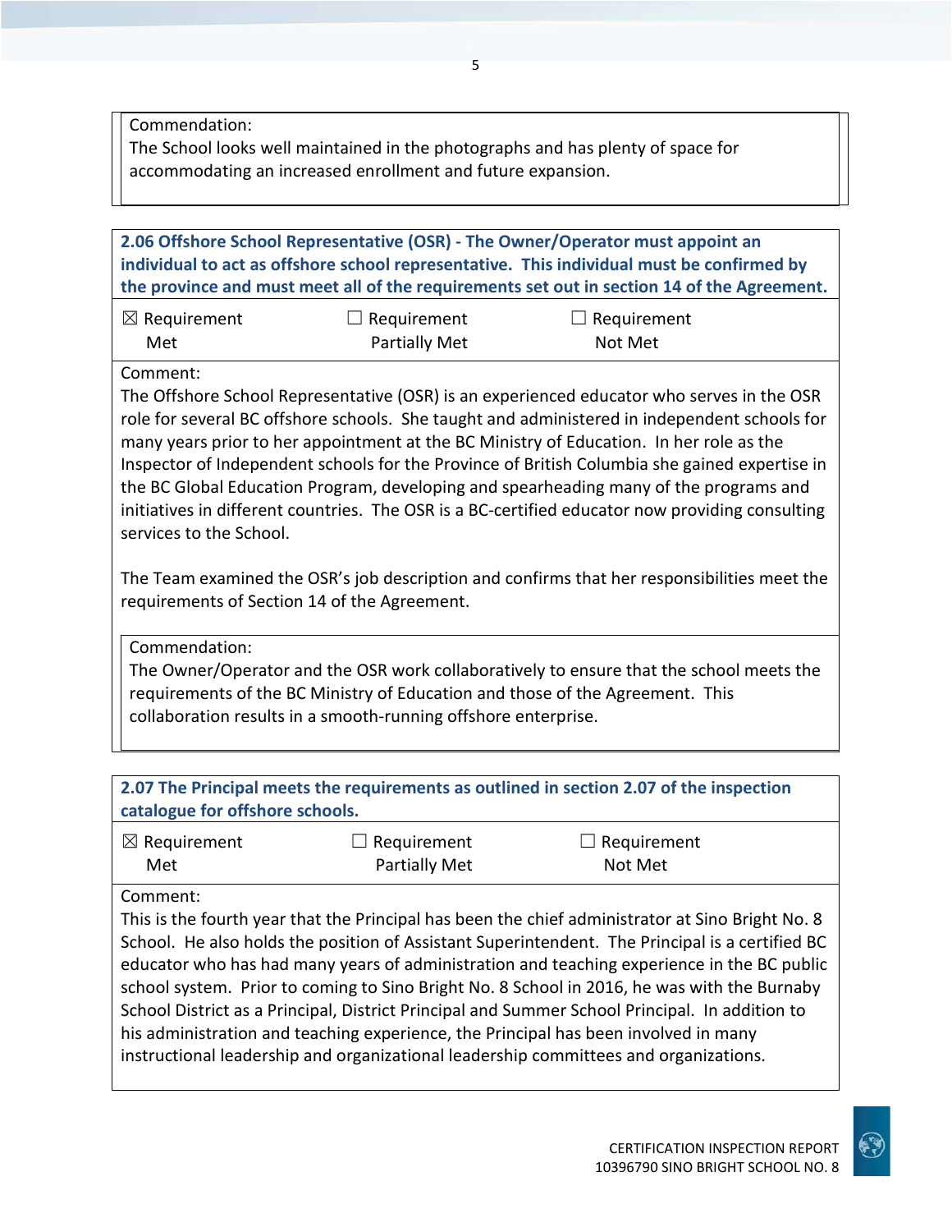Commendation:
The School looks well maintained in the photographs and has plenty of space for accommodating an increased enrollment and future expansion.

**2.06 Offshore School Representative (OSR) - The Owner/Operator must appoint an individual to act as offshore school representative. This individual must be confirmed by the province and must meet all of the requirements set out in section 14 of the Agreement.**

| ☒ Requirement Met | ☐ Requirement Partially Met | ☐ Requirement Not Met |
|---|---|---|

Comment:
The Offshore School Representative (OSR) is an experienced educator who serves in the OSR role for several BC offshore schools. She taught and administered in independent schools for many years prior to her appointment at the BC Ministry of Education. In her role as the Inspector of Independent schools for the Province of British Columbia she gained expertise in the BC Global Education Program, developing and spearheading many of the programs and initiatives in different countries. The OSR is a BC-certified educator now providing consulting services to the School.

The Team examined the OSR's job description and confirms that her responsibilities meet the requirements of Section 14 of the Agreement.

Commendation:
The Owner/Operator and the OSR work collaboratively to ensure that the school meets the requirements of the BC Ministry of Education and those of the Agreement. This collaboration results in a smooth-running offshore enterprise.

**2.07 The Principal meets the requirements as outlined in section 2.07 of the inspection catalogue for offshore schools.**

| ☒ Requirement Met | ☐ Requirement Partially Met | ☐ Requirement Not Met |
|---|---|---|

Comment:
This is the fourth year that the Principal has been the chief administrator at Sino Bright No. 8 School. He also holds the position of Assistant Superintendent. The Principal is a certified BC educator who has had many years of administration and teaching experience in the BC public school system. Prior to coming to Sino Bright No. 8 School in 2016, he was with the Burnaby School District as a Principal, District Principal and Summer School Principal. In addition to his administration and teaching experience, the Principal has been involved in many instructional leadership and organizational leadership committees and organizations.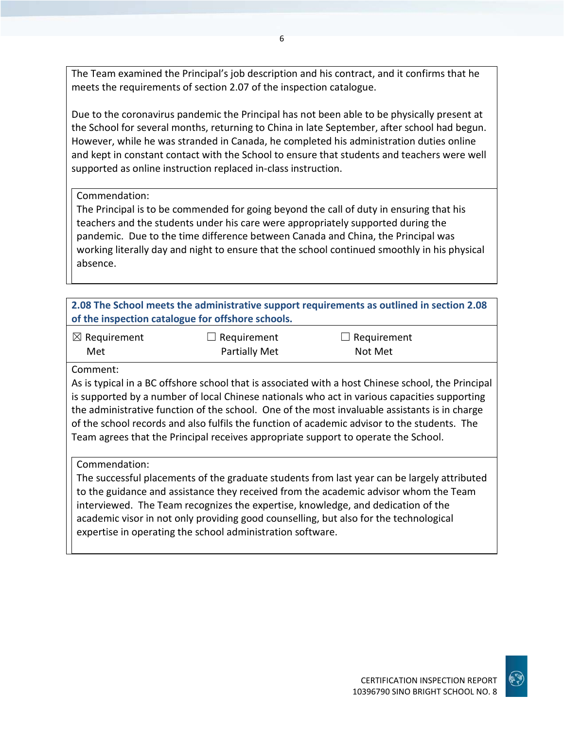The Team examined the Principal's job description and his contract, and it confirms that he meets the requirements of section 2.07 of the inspection catalogue.

Due to the coronavirus pandemic the Principal has not been able to be physically present at the School for several months, returning to China in late September, after school had begun. However, while he was stranded in Canada, he completed his administration duties online and kept in constant contact with the School to ensure that students and teachers were well supported as online instruction replaced in-class instruction.

Commendation:
The Principal is to be commended for going beyond the call of duty in ensuring that his teachers and the students under his care were appropriately supported during the pandemic. Due to the time difference between Canada and China, the Principal was working literally day and night to ensure that the school continued smoothly in his physical absence.

**2.08 The School meets the administrative support requirements as outlined in section 2.08 of the inspection catalogue for offshore schools.**

| ☒ Requirement Met | ☐ Requirement Partially Met | ☐ Requirement Not Met |
|---|---|---|

Comment:
As is typical in a BC offshore school that is associated with a host Chinese school, the Principal is supported by a number of local Chinese nationals who act in various capacities supporting the administrative function of the school. One of the most invaluable assistants is in charge of the school records and also fulfils the function of academic advisor to the students. The Team agrees that the Principal receives appropriate support to operate the School.

Commendation:
The successful placements of the graduate students from last year can be largely attributed to the guidance and assistance they received from the academic advisor whom the Team interviewed. The Team recognizes the expertise, knowledge, and dedication of the academic visor in not only providing good counselling, but also for the technological expertise in operating the school administration software.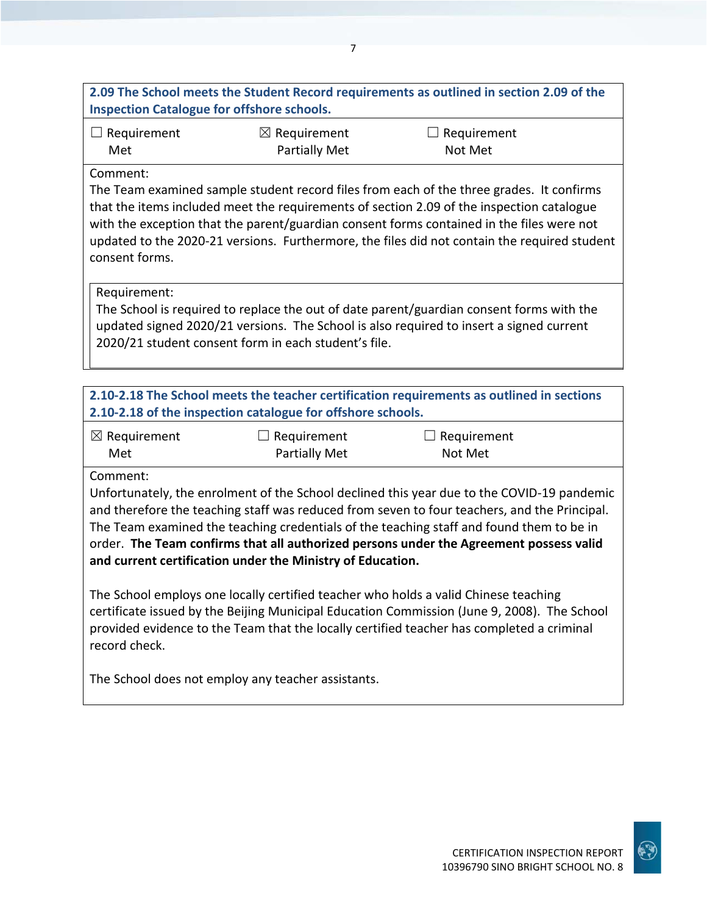**2.09 The School meets the Student Record requirements as outlined in section 2.09 of the Inspection Catalogue for offshore schools.**

| ☐ Requirement Met | ☒ Requirement Partially Met | ☐ Requirement Not Met |
|---|---|---|

Comment:

The Team examined sample student record files from each of the three grades. It confirms that the items included meet the requirements of section 2.09 of the inspection catalogue with the exception that the parent/guardian consent forms contained in the files were not updated to the 2020-21 versions. Furthermore, the files did not contain the required student consent forms.

Requirement:

The School is required to replace the out of date parent/guardian consent forms with the updated signed 2020/21 versions. The School is also required to insert a signed current 2020/21 student consent form in each student's file.

**2.10-2.18 The School meets the teacher certification requirements as outlined in sections 2.10-2.18 of the inspection catalogue for offshore schools.**

| ☒ Requirement Met | ☐ Requirement Partially Met | ☐ Requirement Not Met |
|---|---|---|

Comment:

Unfortunately, the enrolment of the School declined this year due to the COVID-19 pandemic and therefore the teaching staff was reduced from seven to four teachers, and the Principal. The Team examined the teaching credentials of the teaching staff and found them to be in order. **The Team confirms that all authorized persons under the Agreement possess valid and current certification under the Ministry of Education.**

The School employs one locally certified teacher who holds a valid Chinese teaching certificate issued by the Beijing Municipal Education Commission (June 9, 2008). The School provided evidence to the Team that the locally certified teacher has completed a criminal record check.

The School does not employ any teacher assistants.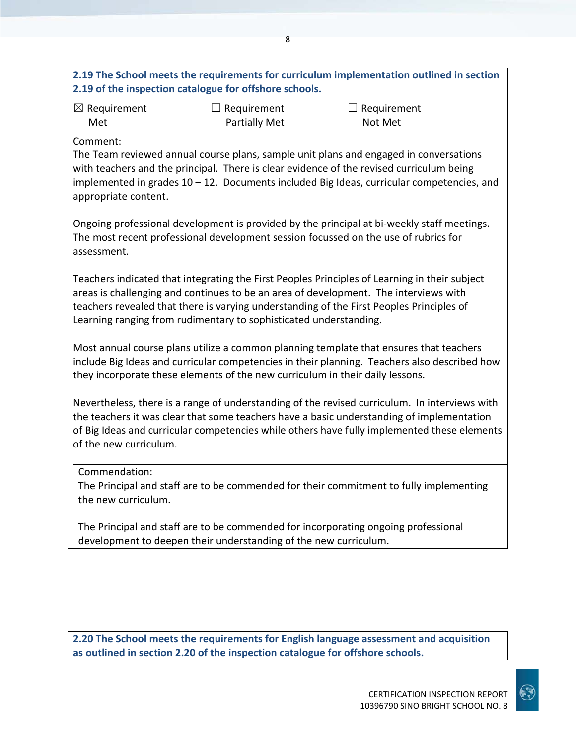**2.19 The School meets the requirements for curriculum implementation outlined in section 2.19 of the inspection catalogue for offshore schools.**

| ☒ Requirement Met | ☐ Requirement Partially Met | ☐ Requirement Not Met |
|---|---|---|

Comment:

The Team reviewed annual course plans, sample unit plans and engaged in conversations with teachers and the principal. There is clear evidence of the revised curriculum being implemented in grades 10 – 12. Documents included Big Ideas, curricular competencies, and appropriate content.

Ongoing professional development is provided by the principal at bi-weekly staff meetings. The most recent professional development session focussed on the use of rubrics for assessment.

Teachers indicated that integrating the First Peoples Principles of Learning in their subject areas is challenging and continues to be an area of development. The interviews with teachers revealed that there is varying understanding of the First Peoples Principles of Learning ranging from rudimentary to sophisticated understanding.

Most annual course plans utilize a common planning template that ensures that teachers include Big Ideas and curricular competencies in their planning. Teachers also described how they incorporate these elements of the new curriculum in their daily lessons.

Nevertheless, there is a range of understanding of the revised curriculum. In interviews with the teachers it was clear that some teachers have a basic understanding of implementation of Big Ideas and curricular competencies while others have fully implemented these elements of the new curriculum.

Commendation:

The Principal and staff are to be commended for their commitment to fully implementing the new curriculum.

The Principal and staff are to be commended for incorporating ongoing professional development to deepen their understanding of the new curriculum.

**2.20 The School meets the requirements for English language assessment and acquisition as outlined in section 2.20 of the inspection catalogue for offshore schools.**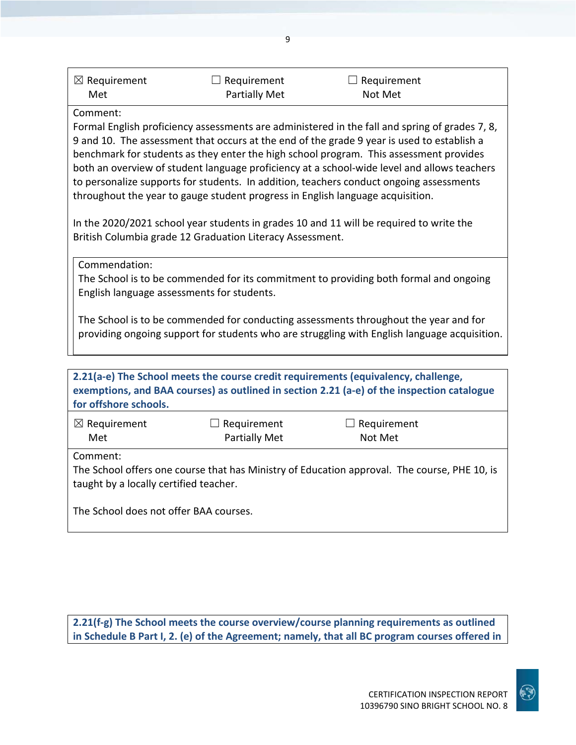| ☒ Requirement Met | ☐ Requirement Partially Met | ☐ Requirement Not Met |
|---|---|---|

Comment:
Formal English proficiency assessments are administered in the fall and spring of grades 7, 8, 9 and 10. The assessment that occurs at the end of the grade 9 year is used to establish a benchmark for students as they enter the high school program. This assessment provides both an overview of student language proficiency at a school-wide level and allows teachers to personalize supports for students. In addition, teachers conduct ongoing assessments throughout the year to gauge student progress in English language acquisition.

In the 2020/2021 school year students in grades 10 and 11 will be required to write the British Columbia grade 12 Graduation Literacy Assessment.

Commendation:
The School is to be commended for its commitment to providing both formal and ongoing English language assessments for students.

The School is to be commended for conducting assessments throughout the year and for providing ongoing support for students who are struggling with English language acquisition.

**2.21(a-e) The School meets the course credit requirements (equivalency, challenge, exemptions, and BAA courses) as outlined in section 2.21 (a-e) of the inspection catalogue for offshore schools.**

| ☒ Requirement Met | ☐ Requirement Partially Met | ☐ Requirement Not Met |
|---|---|---|

Comment:
The School offers one course that has Ministry of Education approval. The course, PHE 10, is taught by a locally certified teacher.

The School does not offer BAA courses.

**2.21(f-g) The School meets the course overview/course planning requirements as outlined in Schedule B Part I, 2. (e) of the Agreement; namely, that all BC program courses offered in**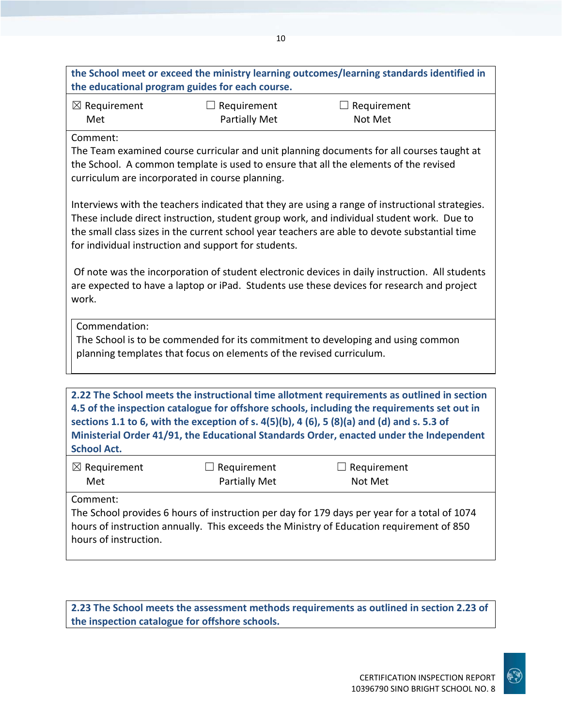**the School meet or exceed the ministry learning outcomes/learning standards identified in the educational program guides for each course.**

| ☒ Requirement Met | ☐ Requirement Partially Met | ☐ Requirement Not Met |
| --- | --- | --- |

Comment:
The Team examined course curricular and unit planning documents for all courses taught at the School. A common template is used to ensure that all the elements of the revised curriculum are incorporated in course planning.

Interviews with the teachers indicated that they are using a range of instructional strategies. These include direct instruction, student group work, and individual student work. Due to the small class sizes in the current school year teachers are able to devote substantial time for individual instruction and support for students.

Of note was the incorporation of student electronic devices in daily instruction. All students are expected to have a laptop or iPad. Students use these devices for research and project work.

Commendation:
The School is to be commended for its commitment to developing and using common planning templates that focus on elements of the revised curriculum.

**2.22 The School meets the instructional time allotment requirements as outlined in section 4.5 of the inspection catalogue for offshore schools, including the requirements set out in sections 1.1 to 6, with the exception of s. 4(5)(b), 4 (6), 5 (8)(a) and (d) and s. 5.3 of Ministerial Order 41/91, the Educational Standards Order, enacted under the Independent School Act.**

| ☒ Requirement Met | ☐ Requirement Partially Met | ☐ Requirement Not Met |
| --- | --- | --- |

Comment:
The School provides 6 hours of instruction per day for 179 days per year for a total of 1074 hours of instruction annually. This exceeds the Ministry of Education requirement of 850 hours of instruction.

**2.23 The School meets the assessment methods requirements as outlined in section 2.23 of the inspection catalogue for offshore schools.**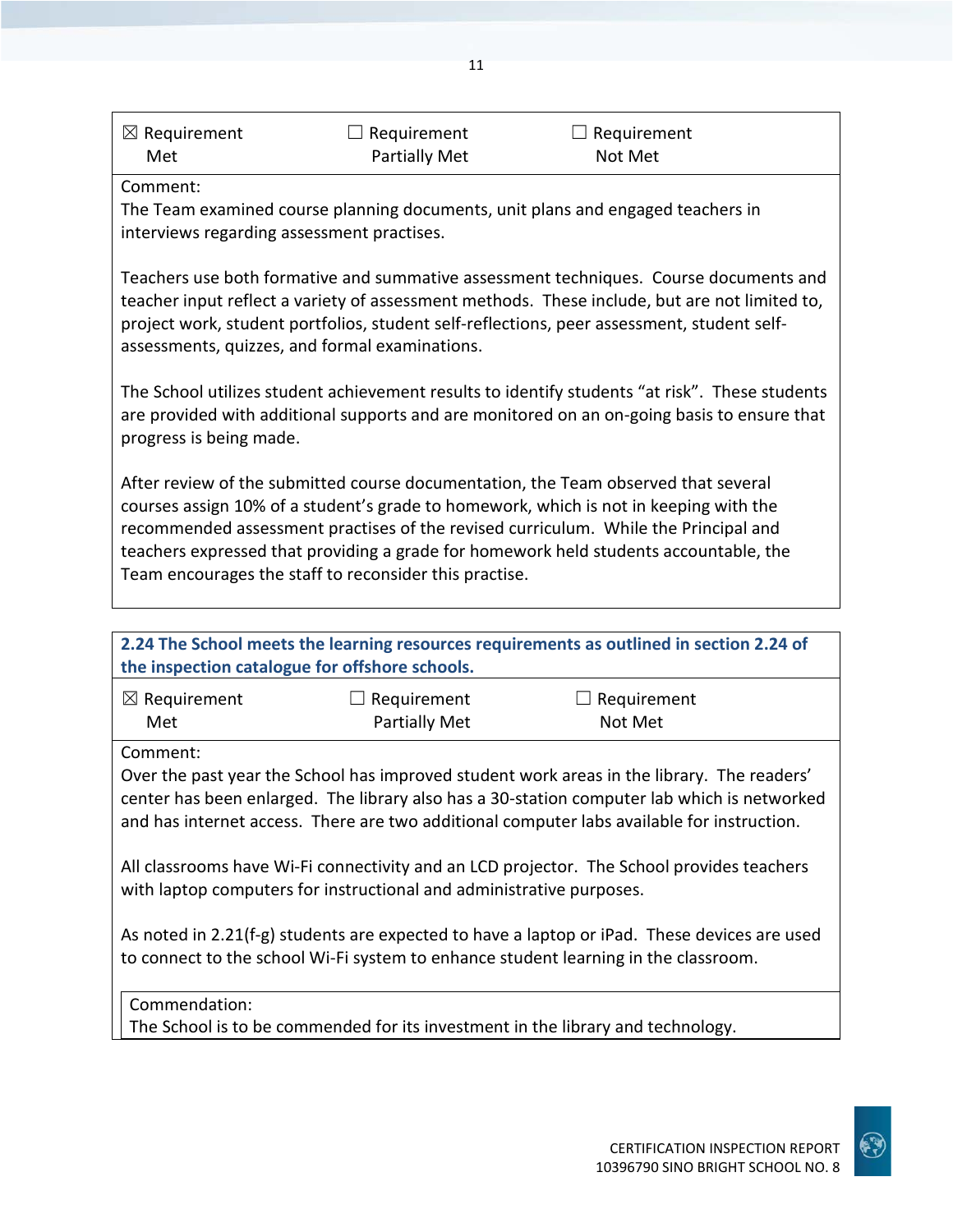| ☒ Requirement Met | ☐ Requirement Partially Met | ☐ Requirement Not Met |
|---|---|---|

Comment:
The Team examined course planning documents, unit plans and engaged teachers in interviews regarding assessment practises.

Teachers use both formative and summative assessment techniques. Course documents and teacher input reflect a variety of assessment methods. These include, but are not limited to, project work, student portfolios, student self-reflections, peer assessment, student self-assessments, quizzes, and formal examinations.

The School utilizes student achievement results to identify students "at risk". These students are provided with additional supports and are monitored on an on-going basis to ensure that progress is being made.

After review of the submitted course documentation, the Team observed that several courses assign 10% of a student's grade to homework, which is not in keeping with the recommended assessment practises of the revised curriculum. While the Principal and teachers expressed that providing a grade for homework held students accountable, the Team encourages the staff to reconsider this practise.

**2.24 The School meets the learning resources requirements as outlined in section 2.24 of the inspection catalogue for offshore schools.**

| ☒ Requirement Met | ☐ Requirement Partially Met | ☐ Requirement Not Met |
|---|---|---|

Comment:
Over the past year the School has improved student work areas in the library. The readers' center has been enlarged. The library also has a 30-station computer lab which is networked and has internet access. There are two additional computer labs available for instruction.

All classrooms have Wi-Fi connectivity and an LCD projector. The School provides teachers with laptop computers for instructional and administrative purposes.

As noted in 2.21(f-g) students are expected to have a laptop or iPad. These devices are used to connect to the school Wi-Fi system to enhance student learning in the classroom.

Commendation:
The School is to be commended for its investment in the library and technology.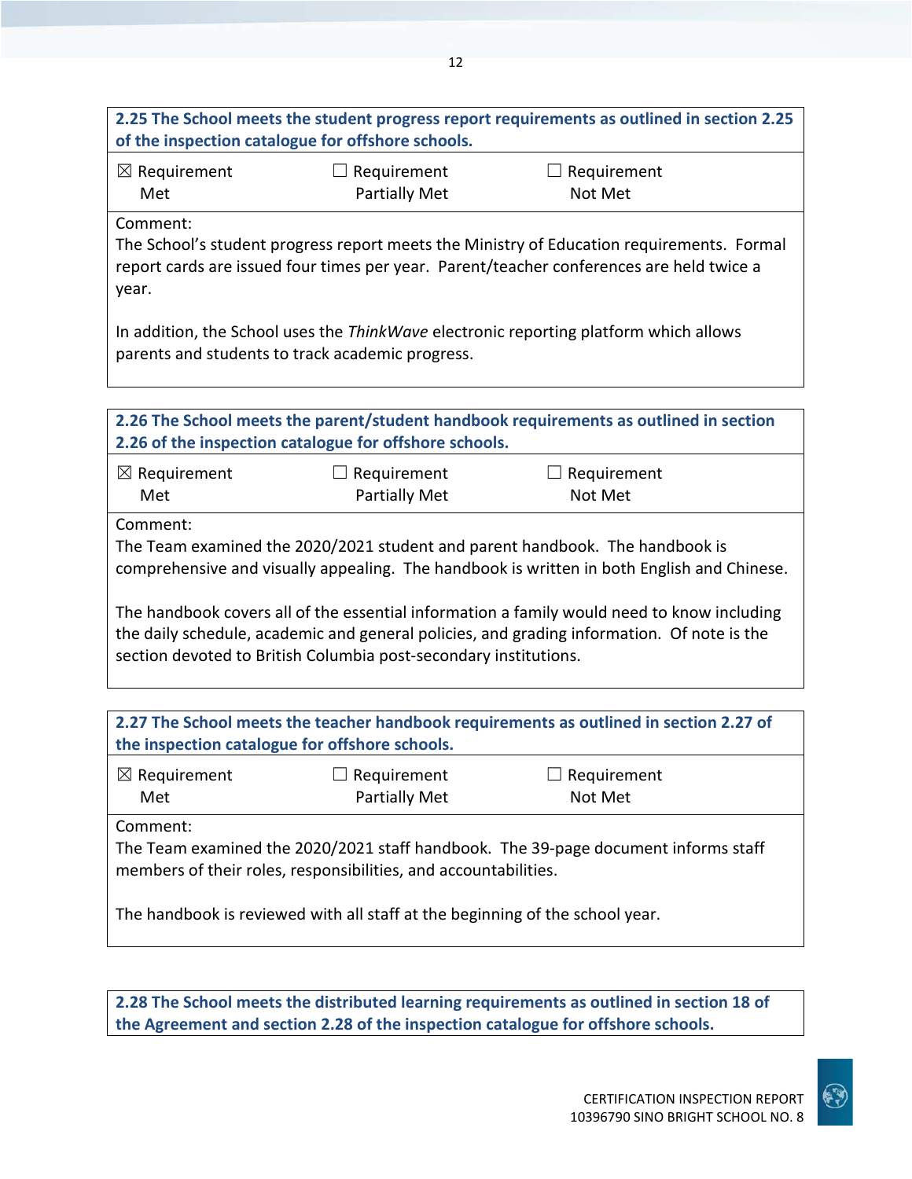**2.25 The School meets the student progress report requirements as outlined in section 2.25 of the inspection catalogue for offshore schools.**

| ☒ Requirement Met | ☐ Requirement Partially Met | ☐ Requirement Not Met |
|---|---|---|

Comment:
The School's student progress report meets the Ministry of Education requirements. Formal report cards are issued four times per year. Parent/teacher conferences are held twice a year.

In addition, the School uses the *ThinkWave* electronic reporting platform which allows parents and students to track academic progress.

**2.26 The School meets the parent/student handbook requirements as outlined in section 2.26 of the inspection catalogue for offshore schools.**

| ☒ Requirement Met | ☐ Requirement Partially Met | ☐ Requirement Not Met |
|---|---|---|

Comment:
The Team examined the 2020/2021 student and parent handbook. The handbook is comprehensive and visually appealing. The handbook is written in both English and Chinese.

The handbook covers all of the essential information a family would need to know including the daily schedule, academic and general policies, and grading information. Of note is the section devoted to British Columbia post-secondary institutions.

**2.27 The School meets the teacher handbook requirements as outlined in section 2.27 of the inspection catalogue for offshore schools.**

| ☒ Requirement Met | ☐ Requirement Partially Met | ☐ Requirement Not Met |
|---|---|---|

Comment:
The Team examined the 2020/2021 staff handbook. The 39-page document informs staff members of their roles, responsibilities, and accountabilities.

The handbook is reviewed with all staff at the beginning of the school year.

**2.28 The School meets the distributed learning requirements as outlined in section 18 of the Agreement and section 2.28 of the inspection catalogue for offshore schools.**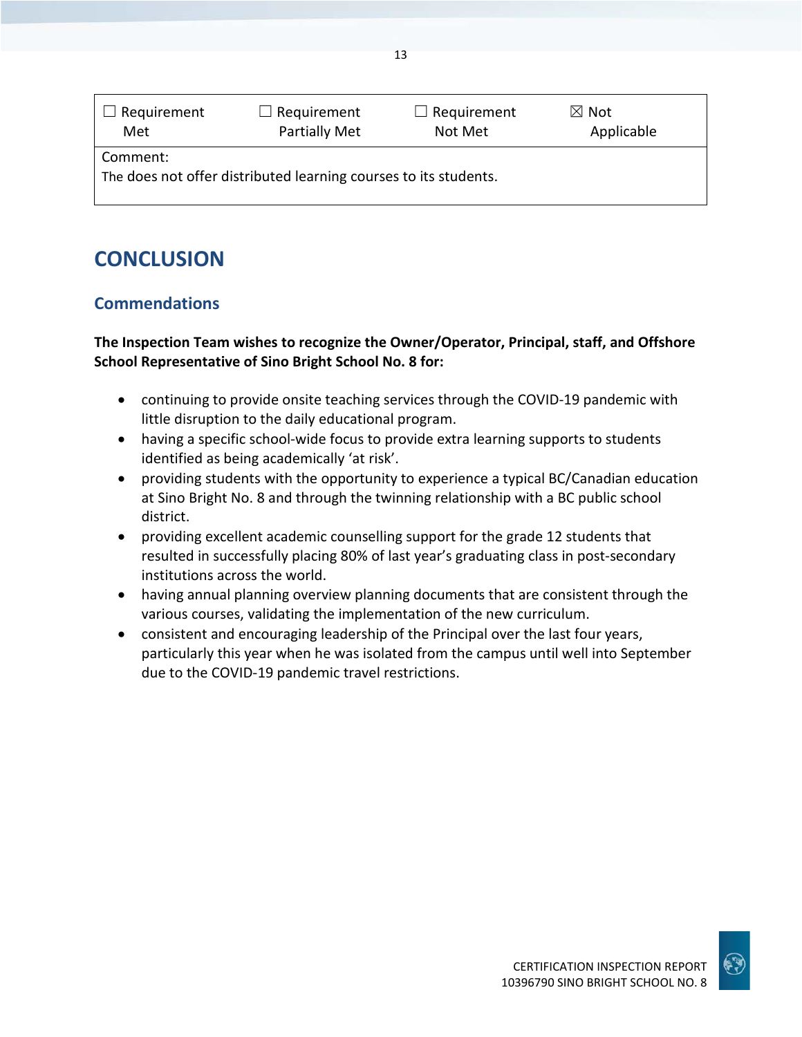| ☐ Requirement Met | ☐ Requirement Partially Met | ☐ Requirement Not Met | ☒ Not Applicable |
|---|---|---|---|
| Comment: The does not offer distributed learning courses to its students. | | | |

# CONCLUSION

## Commendations

**The Inspection Team wishes to recognize the Owner/Operator, Principal, staff, and Offshore School Representative of Sino Bright School No. 8 for:**

- continuing to provide onsite teaching services through the COVID-19 pandemic with little disruption to the daily educational program.
- having a specific school-wide focus to provide extra learning supports to students identified as being academically 'at risk'.
- providing students with the opportunity to experience a typical BC/Canadian education at Sino Bright No. 8 and through the twinning relationship with a BC public school district.
- providing excellent academic counselling support for the grade 12 students that resulted in successfully placing 80% of last year's graduating class in post-secondary institutions across the world.
- having annual planning overview planning documents that are consistent through the various courses, validating the implementation of the new curriculum.
- consistent and encouraging leadership of the Principal over the last four years, particularly this year when he was isolated from the campus until well into September due to the COVID-19 pandemic travel restrictions.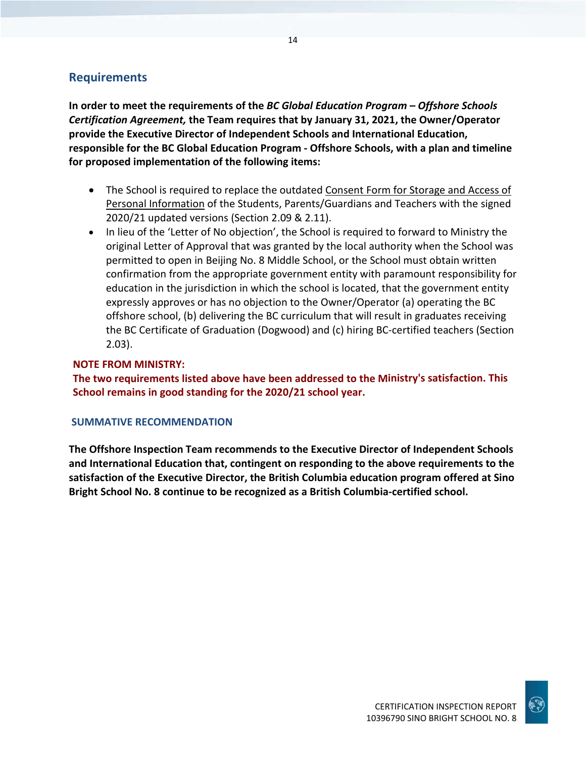## Requirements

**In order to meet the requirements of the *BC Global Education Program – Offshore Schools Certification Agreement,* the Team requires that by January 31, 2021, the Owner/Operator provide the Executive Director of Independent Schools and International Education, responsible for the BC Global Education Program - Offshore Schools, with a plan and timeline for proposed implementation of the following items:**

- The School is required to replace the outdated <u>Consent Form for Storage and Access of Personal Information</u> of the Students, Parents/Guardians and Teachers with the signed 2020/21 updated versions (Section 2.09 & 2.11).
- In lieu of the 'Letter of No objection', the School is required to forward to Ministry the original Letter of Approval that was granted by the local authority when the School was permitted to open in Beijing No. 8 Middle School, or the School must obtain written confirmation from the appropriate government entity with paramount responsibility for education in the jurisdiction in which the school is located, that the government entity expressly approves or has no objection to the Owner/Operator (a) operating the BC offshore school, (b) delivering the BC curriculum that will result in graduates receiving the BC Certificate of Graduation (Dogwood) and (c) hiring BC-certified teachers (Section 2.03).

**NOTE FROM MINISTRY:**
**The two requirements listed above have been addressed to the Ministry's satisfaction. This School remains in good standing for the 2020/21 school year.**

### SUMMATIVE RECOMMENDATION

**The Offshore Inspection Team recommends to the Executive Director of Independent Schools and International Education that, contingent on responding to the above requirements to the satisfaction of the Executive Director, the British Columbia education program offered at Sino Bright School No. 8 continue to be recognized as a British Columbia-certified school.**